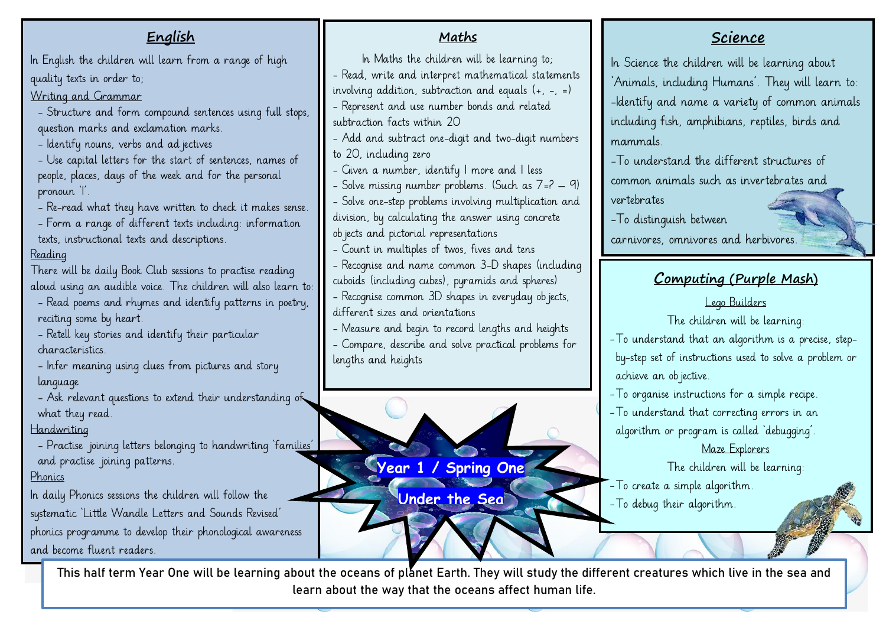# Year 1 / Spring One

## Under the Sea

## English

In English the children will learn from a range of high quality texts in order to;

Writing and Grammar

- Structure and form compound sentences using full stops, question marks and exclamation marks.
- Identify nouns, verbs and adjectives
- Use capital letters for the start of sentences, names of people, places, days of the week and for the personal pronoun 'I'.
- Re-read what they have written to check it makes sense.
- Form a range of different texts including: information texts, instructional texts and descriptions.

Reading

There will be daily Book Club sessions to practise reading aloud using an audible voice. The children will also learn to:

- Read poems and rhymes and identify patterns in poetry, reciting some by heart.
- Retell key stories and identify their particular characteristics.
- Infer meaning using clues from pictures and story language
- Ask relevant questions to extend their understanding of what they read.

Handwriting

- Practise joining letters belonging to handwriting 'families' and practise joining patterns.

Phonics

In daily Phonics sessions the children will follow the systematic 'Little Wandle Letters and Sounds Revised' phonics programme to develop their phonological awareness and become fluent readers.

## Maths

In Maths the children will be learning to;

- Read, write and interpret mathematical statements involving addition, subtraction and equals (+, -, =)
- Represent and use number bonds and related subtraction facts within 20
- Add and subtract one-digit and two-digit numbers to 20, including zero
- Given a number, identify 1 more and 1 less
- Solve missing number problems. (Such as 7=? – 9)
- Solve one-step problems involving multiplication and division, by calculating the answer using concrete objects and pictorial representations
- Count in multiples of twos, fives and tens
- Recognise and name common 3-D shapes (including cuboids (including cubes), pyramids and spheres)
- Recognise common 3D shapes in everyday objects, different sizes and orientations
- Measure and begin to record lengths and heights
- Compare, describe and solve practical problems for lengths and heights

## Science

In Science the children will be learning about 'Animals, including Humans'. They will learn to:

- Identify and name a variety of common animals including fish, amphibians, reptiles, birds and mammals.
- To understand the different structures of common animals such as invertebrates and vertebrates
- To distinguish between carnivores, omnivores and herbivores.

## Computing (Purple Mash)

Lego Builders

The children will be learning:

- To understand that an algorithm is a precise, step-by-step set of instructions used to solve a problem or achieve an objective.
- To organise instructions for a simple recipe.
- To understand that correcting errors in an algorithm or program is called 'debugging'.

Maze Explorers

The children will be learning:

- To create a simple algorithm.
- To debug their algorithm.

This half term Year One will be learning about the oceans of planet Earth. They will study the different creatures which live in the sea and learn about the way that the oceans affect human life.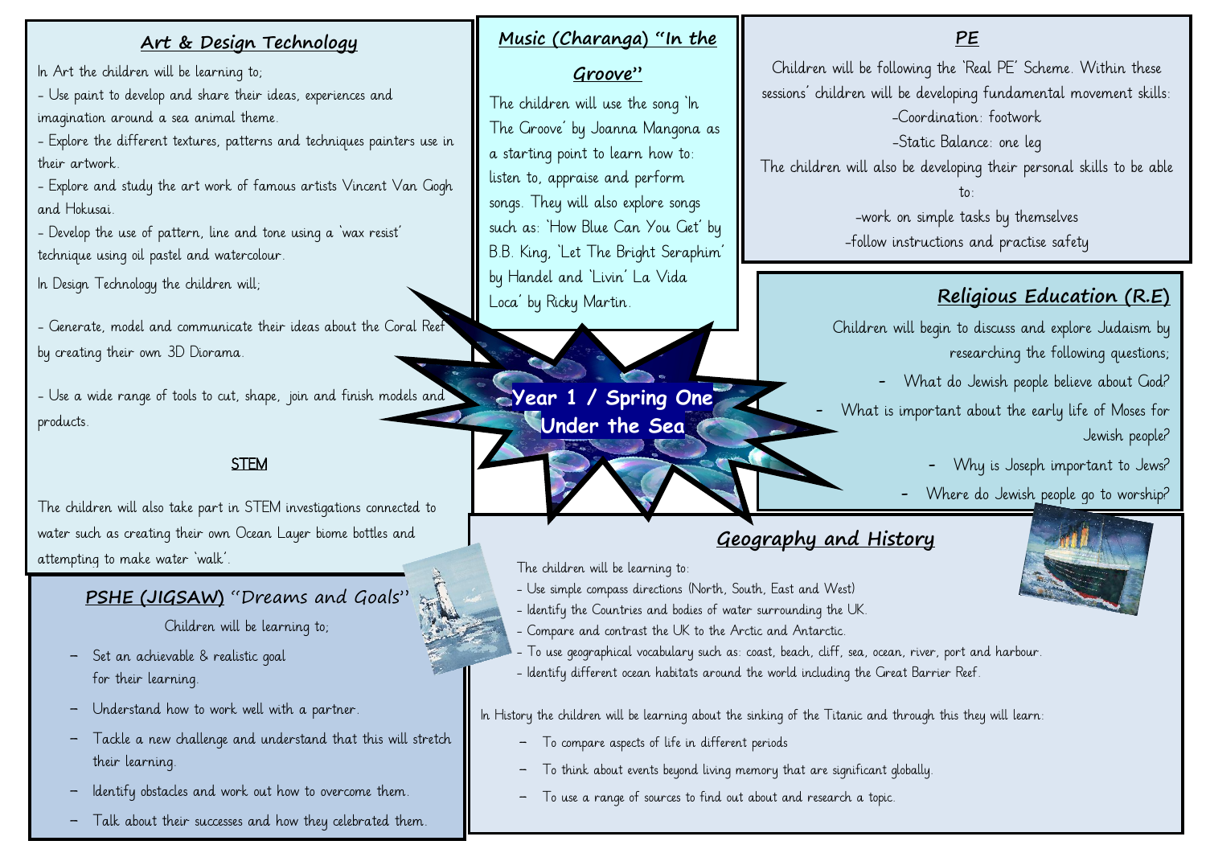# Year 1 / Spring One
# Under the Sea

## Art & Design Technology

In Art the children will be learning to;

- Use paint to develop and share their ideas, experiences and imagination around a sea animal theme.
- Explore the different textures, patterns and techniques painters use in their artwork.
- Explore and study the art work of famous artists Vincent Van Gogh and Hokusai.
- Develop the use of pattern, line and tone using a 'wax resist' technique using oil pastel and watercolour.

In Design Technology the children will;

- Generate, model and communicate their ideas about the Coral Reef by creating their own 3D Diorama.
- Use a wide range of tools to cut, shape, join and finish models and products.

### STEM

The children will also take part in STEM investigations connected to water such as creating their own Ocean Layer biome bottles and attempting to make water 'walk'.

## Music (Charanga) "In the Groove"

The children will use the song 'In The Groove' by Joanna Mangona as a starting point to learn how to: listen to, appraise and perform songs. They will also explore songs such as: 'How Blue Can You Get' by B.B. King, 'Let The Bright Seraphim' by Handel and 'Livin' La Vida Loca' by Ricky Martin.

## PE

Children will be following the 'Real PE' Scheme. Within these sessions' children will be developing fundamental movement skills:

-Coordination: footwork

-Static Balance: one leg

The children will also be developing their personal skills to be able to:

-work on simple tasks by themselves

-follow instructions and practise safety

## Religious Education (R.E)

Children will begin to discuss and explore Judaism by researching the following questions;

- What do Jewish people believe about God?
- What is important about the early life of Moses for Jewish people?
- Why is Joseph important to Jews?
- Where do Jewish people go to worship?

## PSHE (JIGSAW) "Dreams and Goals"

Children will be learning to;

- Set an achievable & realistic goal for their learning.
- Understand how to work well with a partner.
- Tackle a new challenge and understand that this will stretch their learning.
- Identify obstacles and work out how to overcome them.
- Talk about their successes and how they celebrated them.

## Geography and History

The children will be learning to:

- Use simple compass directions (North, South, East and West)
- Identify the Countries and bodies of water surrounding the UK.
- Compare and contrast the UK to the Arctic and Antarctic.
- To use geographical vocabulary such as: coast, beach, cliff, sea, ocean, river, port and harbour.
- Identify different ocean habitats around the world including the Great Barrier Reef.

In History the children will be learning about the sinking of the Titanic and through this they will learn:

- To compare aspects of life in different periods
- To think about events beyond living memory that are significant globally.
- To use a range of sources to find out about and research a topic.